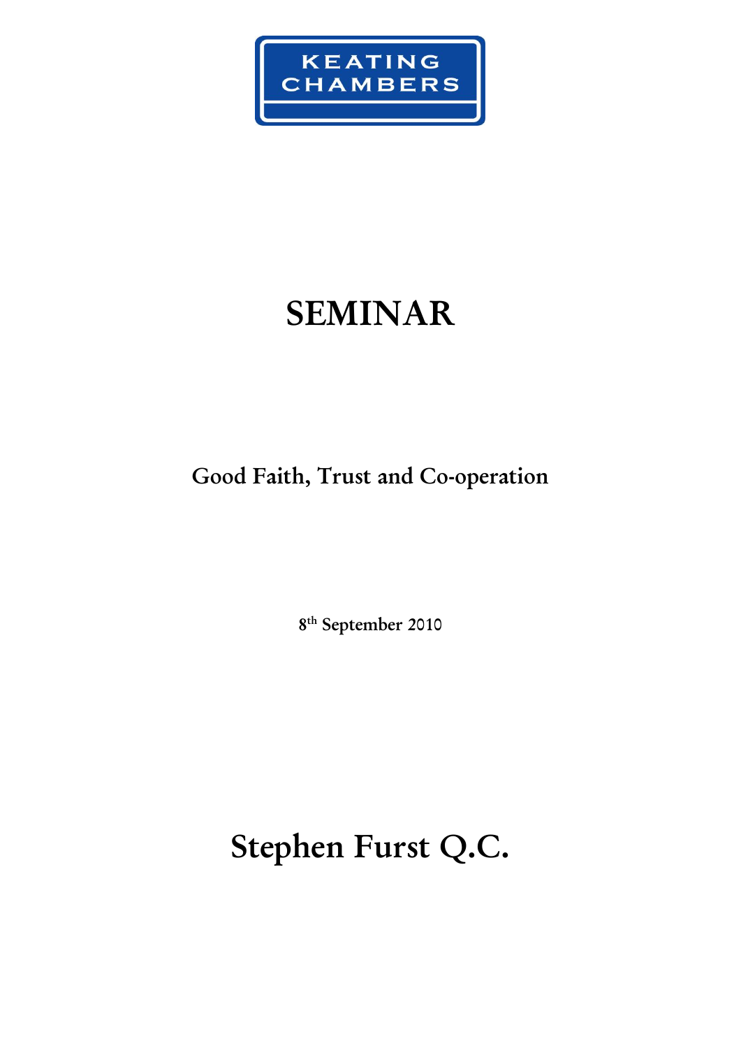KEATING CHAMBERS

# SEMINAR

## Good Faith, Trust and Co-operation

**8th September 2010**

# Stephen Furst Q.C.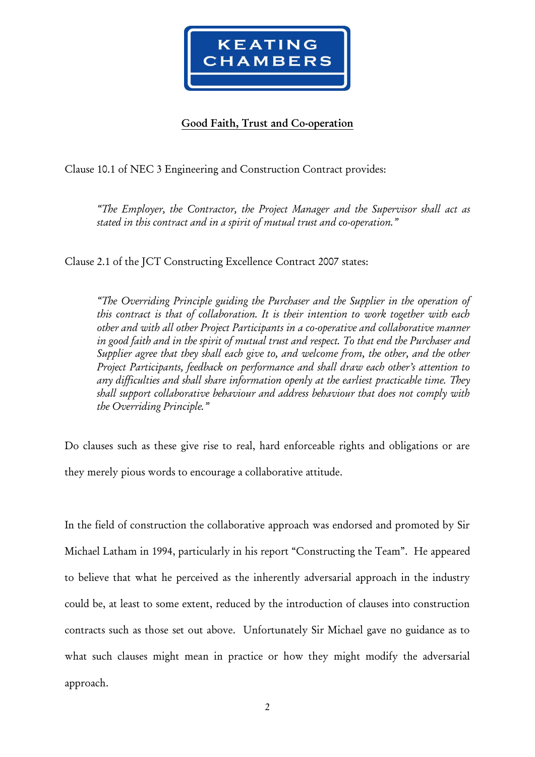KEATING CHAMBERS

## Good Faith, Trust and Co-operation

Clause 10.1 of NEC 3 Engineering and Construction Contract provides:

> *"The Employer, the Contractor, the Project Manager and the Supervisor shall act as stated in this contract and in a spirit of mutual trust and co-operation."*

Clause 2.1 of the JCT Constructing Excellence Contract 2007 states:

> *"The Overriding Principle guiding the Purchaser and the Supplier in the operation of this contract is that of collaboration. It is their intention to work together with each other and with all other Project Participants in a co-operative and collaborative manner in good faith and in the spirit of mutual trust and respect. To that end the Purchaser and Supplier agree that they shall each give to, and welcome from, the other, and the other Project Participants, feedback on performance and shall draw each other's attention to any difficulties and shall share information openly at the earliest practicable time. They shall support collaborative behaviour and address behaviour that does not comply with the Overriding Principle."*

Do clauses such as these give rise to real, hard enforceable rights and obligations or are they merely pious words to encourage a collaborative attitude.

In the field of construction the collaborative approach was endorsed and promoted by Sir Michael Latham in 1994, particularly in his report "Constructing the Team". He appeared to believe that what he perceived as the inherently adversarial approach in the industry could be, at least to some extent, reduced by the introduction of clauses into construction contracts such as those set out above. Unfortunately Sir Michael gave no guidance as to what such clauses might mean in practice or how they might modify the adversarial approach.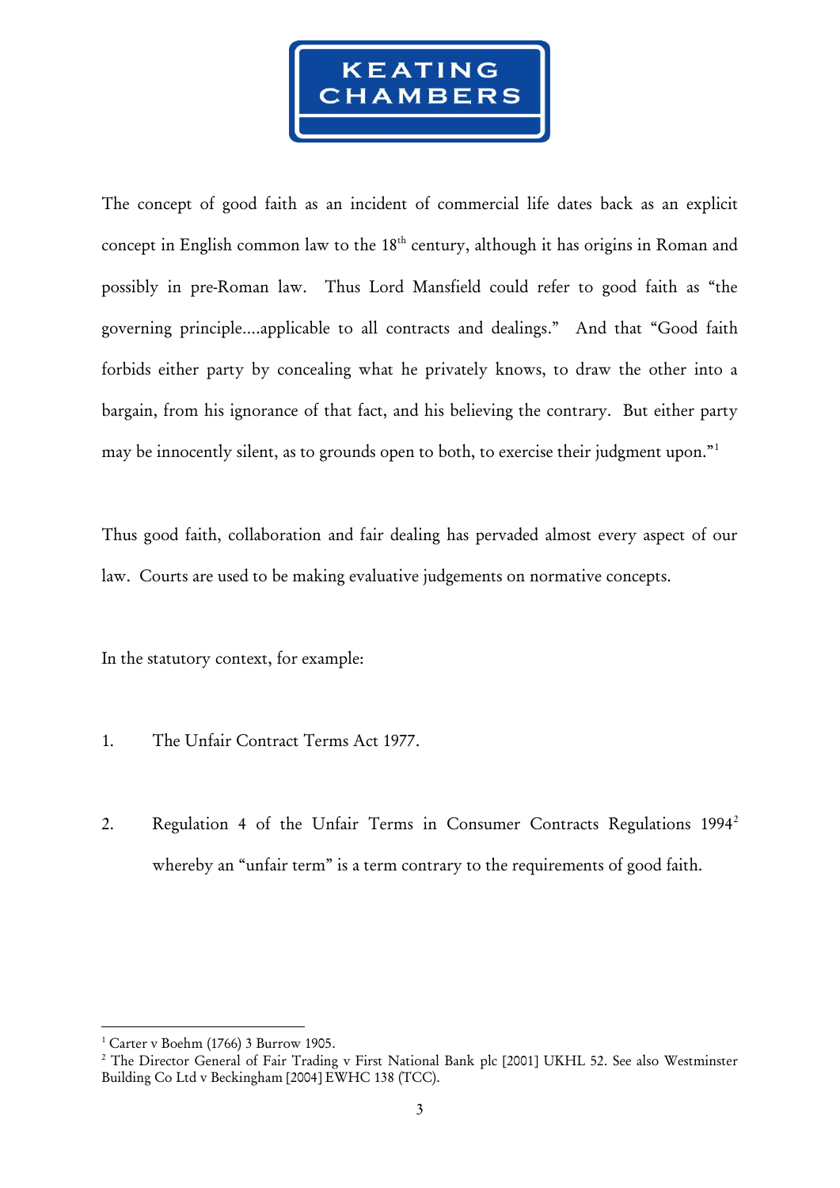The concept of good faith as an incident of commercial life dates back as an explicit concept in English common law to the 18th century, although it has origins in Roman and possibly in pre-Roman law. Thus Lord Mansfield could refer to good faith as "the governing principle....applicable to all contracts and dealings." And that "Good faith forbids either party by concealing what he privately knows, to draw the other into a bargain, from his ignorance of that fact, and his believing the contrary. But either party may be innocently silent, as to grounds open to both, to exercise their judgment upon."[1]

Thus good faith, collaboration and fair dealing has pervaded almost every aspect of our law. Courts are used to be making evaluative judgements on normative concepts.

In the statutory context, for example:

1. The Unfair Contract Terms Act 1977.

2. Regulation 4 of the Unfair Terms in Consumer Contracts Regulations 1994[2] whereby an "unfair term" is a term contrary to the requirements of good faith.

---

[1] Carter v Boehm (1766) 3 Burrow 1905.

[2] The Director General of Fair Trading v First National Bank plc [2001] UKHL 52. See also Westminster Building Co Ltd v Beckingham [2004] EWHC 138 (TCC).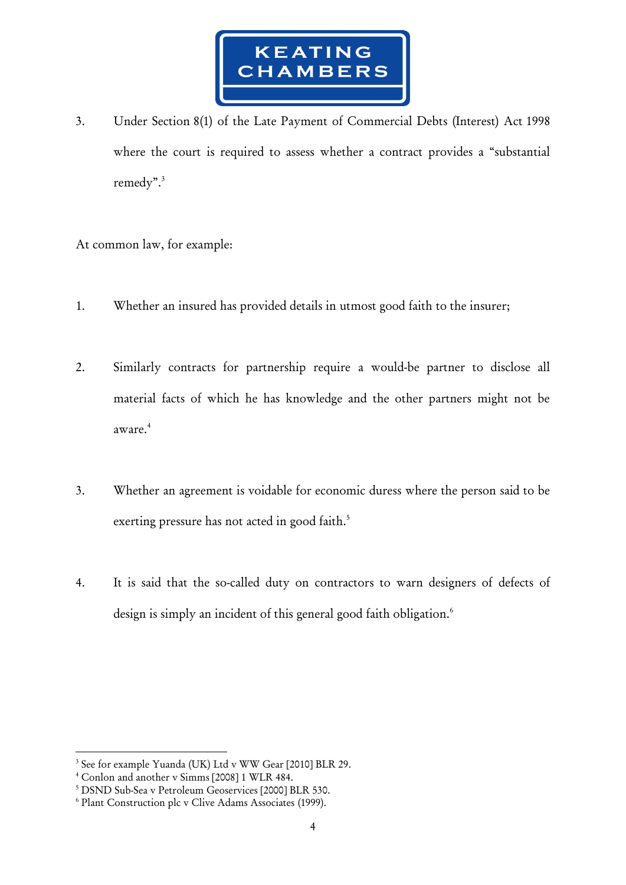3. Under Section 8(1) of the Late Payment of Commercial Debts (Interest) Act 1998 where the court is required to assess whether a contract provides a "substantial remedy".[3]

At common law, for example:

1. Whether an insured has provided details in utmost good faith to the insurer;

2. Similarly contracts for partnership require a would-be partner to disclose all material facts of which he has knowledge and the other partners might not be aware.[4]

3. Whether an agreement is voidable for economic duress where the person said to be exerting pressure has not acted in good faith.[5]

4. It is said that the so-called duty on contractors to warn designers of defects of design is simply an incident of this general good faith obligation.[6]

---

[3] See for example Yuanda (UK) Ltd v WW Gear [2010] BLR 29.

[4] Conlon and another v Simms [2008] 1 WLR 484.

[5] DSND Sub-Sea v Petroleum Geoservices [2000] BLR 530.

[6] Plant Construction plc v Clive Adams Associates (1999).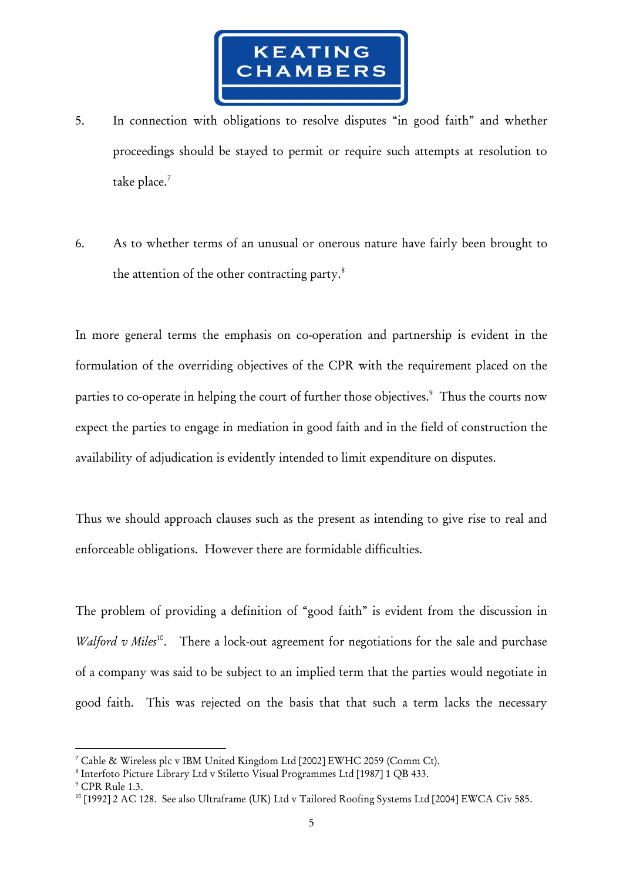5. In connection with obligations to resolve disputes "in good faith" and whether proceedings should be stayed to permit or require such attempts at resolution to take place.[7]

6. As to whether terms of an unusual or onerous nature have fairly been brought to the attention of the other contracting party.[8]

In more general terms the emphasis on co-operation and partnership is evident in the formulation of the overriding objectives of the CPR with the requirement placed on the parties to co-operate in helping the court of further those objectives.[9] Thus the courts now expect the parties to engage in mediation in good faith and in the field of construction the availability of adjudication is evidently intended to limit expenditure on disputes.

Thus we should approach clauses such as the present as intending to give rise to real and enforceable obligations. However there are formidable difficulties.

The problem of providing a definition of "good faith" is evident from the discussion in *Walford v Miles*[10]. There a lock-out agreement for negotiations for the sale and purchase of a company was said to be subject to an implied term that the parties would negotiate in good faith. This was rejected on the basis that that such a term lacks the necessary

---

[7] Cable & Wireless plc v IBM United Kingdom Ltd [2002] EWHC 2059 (Comm Ct).

[8] Interfoto Picture Library Ltd v Stiletto Visual Programmes Ltd [1987] 1 QB 433.

[9] CPR Rule 1.3.

[10] [1992] 2 AC 128. See also Ultraframe (UK) Ltd v Tailored Roofing Systems Ltd [2004] EWCA Civ 585.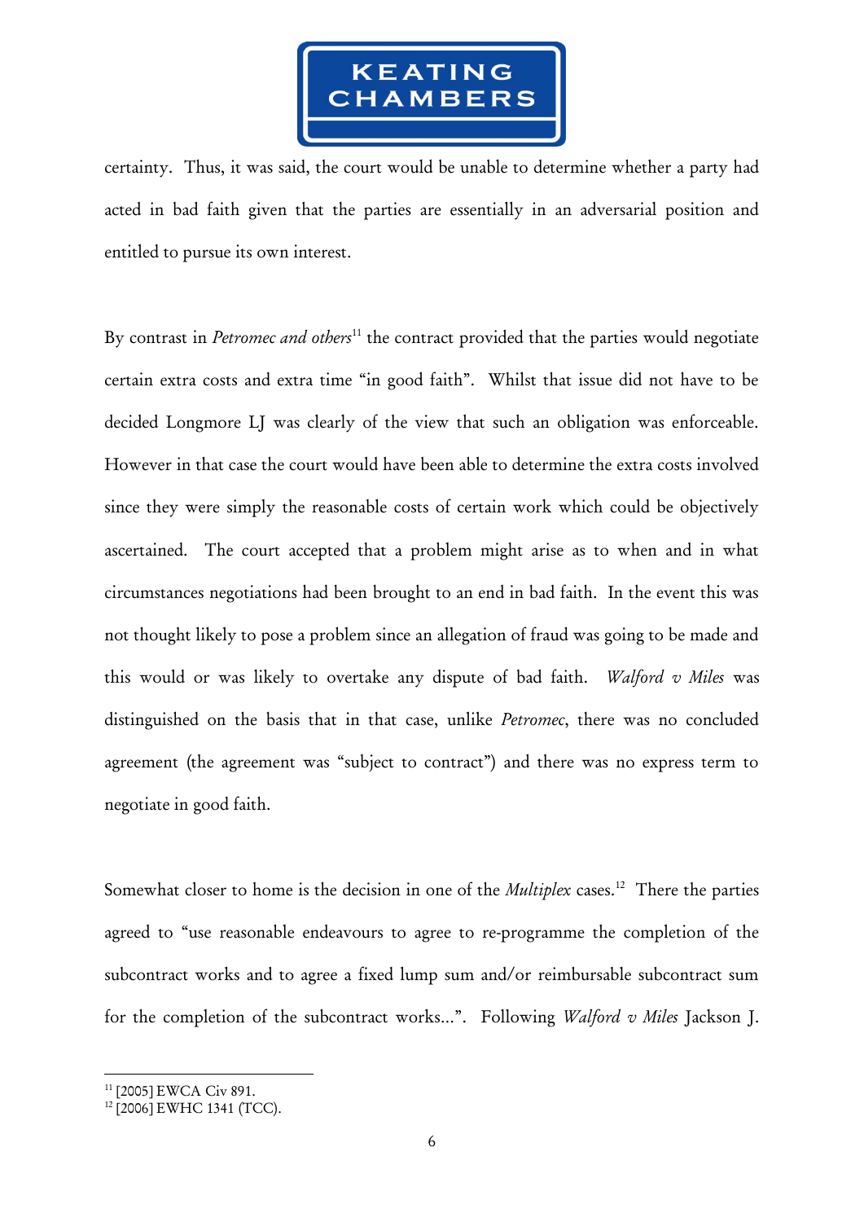certainty. Thus, it was said, the court would be unable to determine whether a party had acted in bad faith given that the parties are essentially in an adversarial position and entitled to pursue its own interest.

By contrast in *Petromec and others*[11] the contract provided that the parties would negotiate certain extra costs and extra time "in good faith". Whilst that issue did not have to be decided Longmore LJ was clearly of the view that such an obligation was enforceable. However in that case the court would have been able to determine the extra costs involved since they were simply the reasonable costs of certain work which could be objectively ascertained. The court accepted that a problem might arise as to when and in what circumstances negotiations had been brought to an end in bad faith. In the event this was not thought likely to pose a problem since an allegation of fraud was going to be made and this would or was likely to overtake any dispute of bad faith. *Walford v Miles* was distinguished on the basis that in that case, unlike *Petromec*, there was no concluded agreement (the agreement was "subject to contract") and there was no express term to negotiate in good faith.

Somewhat closer to home is the decision in one of the *Multiplex* cases.[12] There the parties agreed to "use reasonable endeavours to agree to re-programme the completion of the subcontract works and to agree a fixed lump sum and/or reimbursable subcontract sum for the completion of the subcontract works…". Following *Walford v Miles* Jackson J.

[11] [2005] EWCA Civ 891.

[12] [2006] EWHC 1341 (TCC).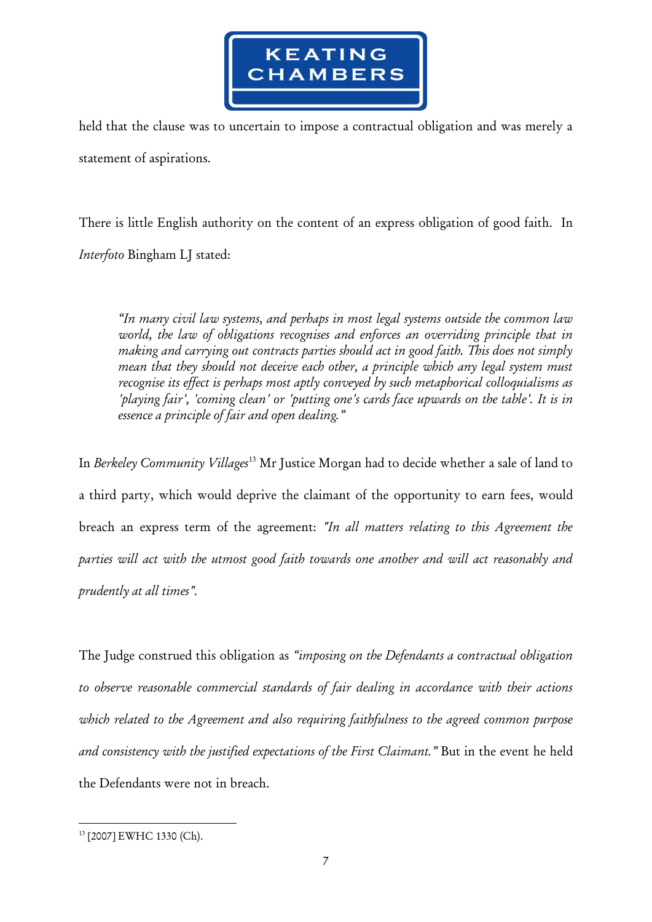held that the clause was to uncertain to impose a contractual obligation and was merely a statement of aspirations.

There is little English authority on the content of an express obligation of good faith. In *Interfoto* Bingham LJ stated:

> *"In many civil law systems, and perhaps in most legal systems outside the common law world, the law of obligations recognises and enforces an overriding principle that in making and carrying out contracts parties should act in good faith. This does not simply mean that they should not deceive each other, a principle which any legal system must recognise its effect is perhaps most aptly conveyed by such metaphorical colloquialisms as 'playing fair', 'coming clean' or 'putting one's cards face upwards on the table'. It is in essence a principle of fair and open dealing."*

In *Berkeley Community Villages*[13] Mr Justice Morgan had to decide whether a sale of land to a third party, which would deprive the claimant of the opportunity to earn fees, would breach an express term of the agreement: *"In all matters relating to this Agreement the parties will act with the utmost good faith towards one another and will act reasonably and prudently at all times".*

The Judge construed this obligation as *"imposing on the Defendants a contractual obligation to observe reasonable commercial standards of fair dealing in accordance with their actions which related to the Agreement and also requiring faithfulness to the agreed common purpose and consistency with the justified expectations of the First Claimant."* But in the event he held the Defendants were not in breach.

[13] [2007] EWHC 1330 (Ch).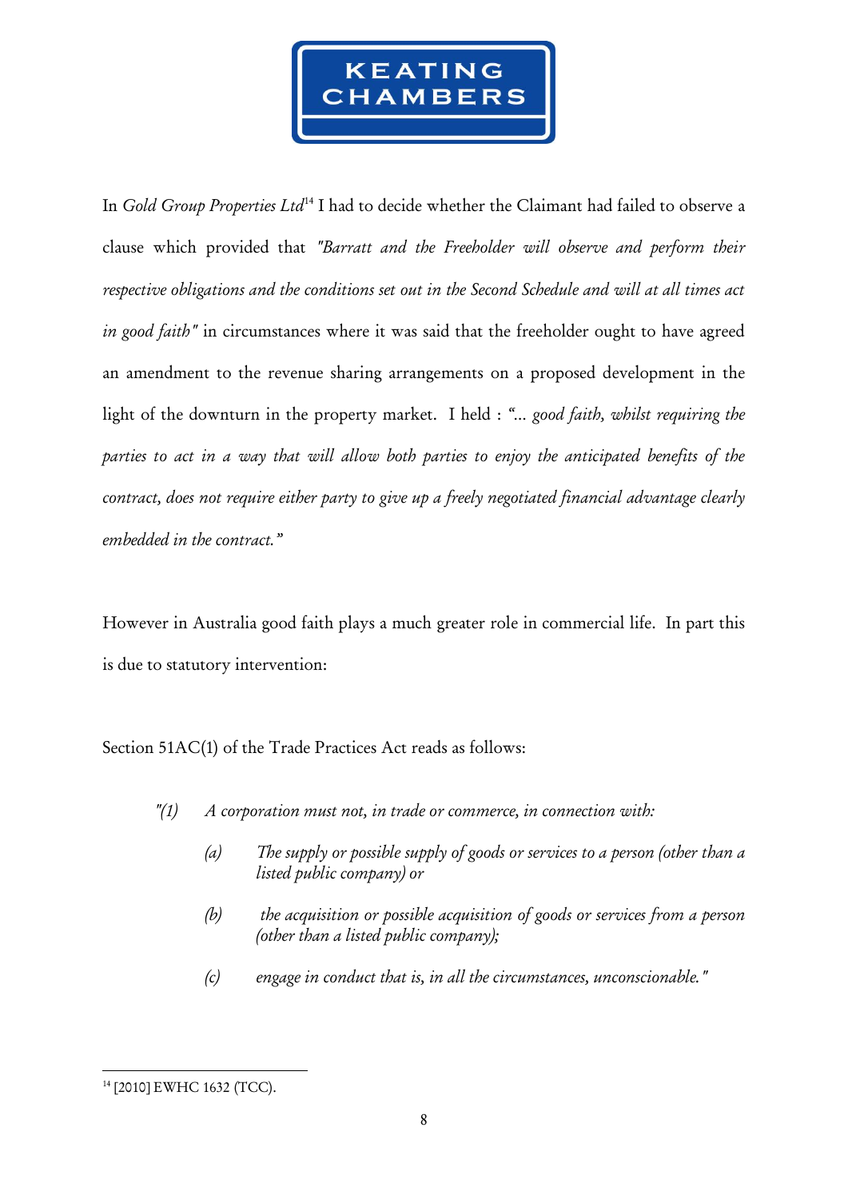In *Gold Group Properties Ltd*[14] I had to decide whether the Claimant had failed to observe a clause which provided that *"Barratt and the Freeholder will observe and perform their respective obligations and the conditions set out in the Second Schedule and will at all times act in good faith"* in circumstances where it was said that the freeholder ought to have agreed an amendment to the revenue sharing arrangements on a proposed development in the light of the downturn in the property market. I held : *"... good faith, whilst requiring the parties to act in a way that will allow both parties to enjoy the anticipated benefits of the contract, does not require either party to give up a freely negotiated financial advantage clearly embedded in the contract."*

However in Australia good faith plays a much greater role in commercial life. In part this is due to statutory intervention:

Section 51AC(1) of the Trade Practices Act reads as follows:

> *"(1) A corporation must not, in trade or commerce, in connection with:*
>
> *(a) The supply or possible supply of goods or services to a person (other than a listed public company) or*
>
> *(b) the acquisition or possible acquisition of goods or services from a person (other than a listed public company);*
>
> *(c) engage in conduct that is, in all the circumstances, unconscionable."*

[14] [2010] EWHC 1632 (TCC).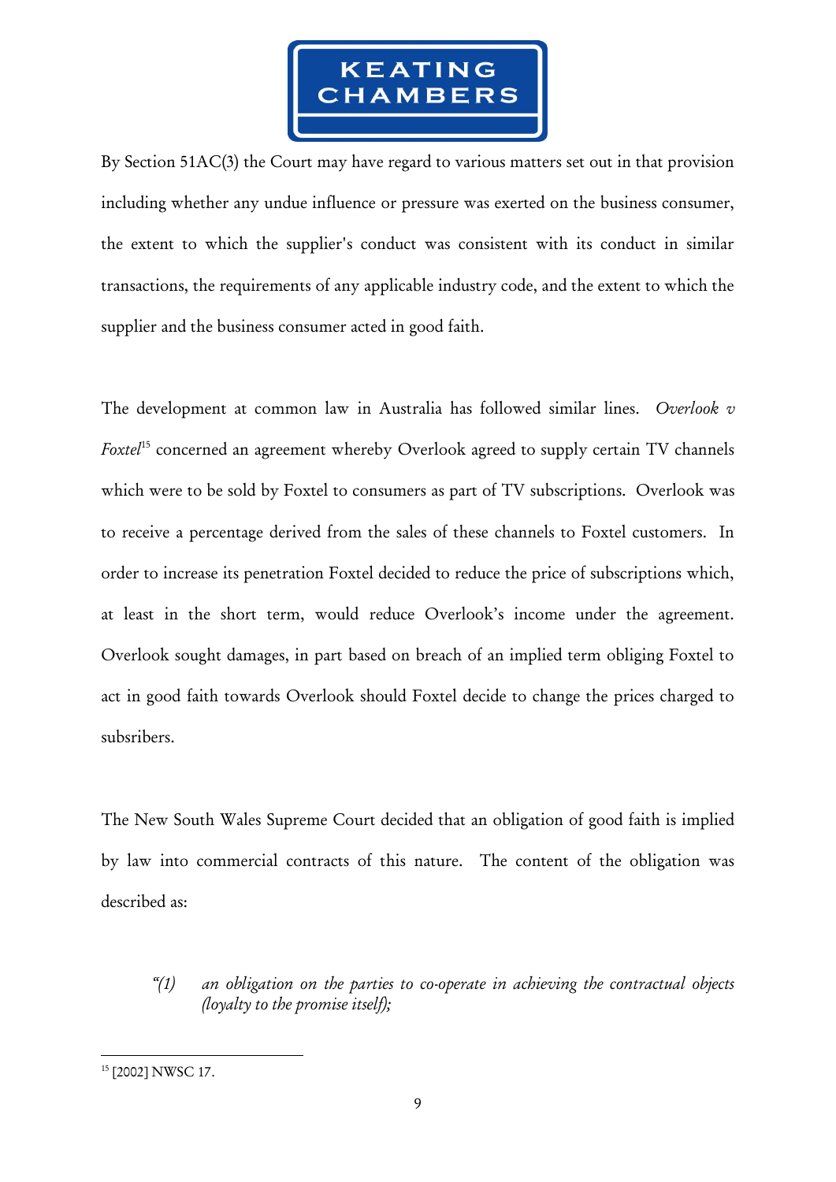By Section 51AC(3) the Court may have regard to various matters set out in that provision including whether any undue influence or pressure was exerted on the business consumer, the extent to which the supplier's conduct was consistent with its conduct in similar transactions, the requirements of any applicable industry code, and the extent to which the supplier and the business consumer acted in good faith.

The development at common law in Australia has followed similar lines. *Overlook v Foxtel*[15] concerned an agreement whereby Overlook agreed to supply certain TV channels which were to be sold by Foxtel to consumers as part of TV subscriptions. Overlook was to receive a percentage derived from the sales of these channels to Foxtel customers. In order to increase its penetration Foxtel decided to reduce the price of subscriptions which, at least in the short term, would reduce Overlook's income under the agreement. Overlook sought damages, in part based on breach of an implied term obliging Foxtel to act in good faith towards Overlook should Foxtel decide to change the prices charged to subsribers.

The New South Wales Supreme Court decided that an obligation of good faith is implied by law into commercial contracts of this nature. The content of the obligation was described as:

> *"(1) an obligation on the parties to co-operate in achieving the contractual objects (loyalty to the promise itself);*

---

[15] [2002] NWSC 17.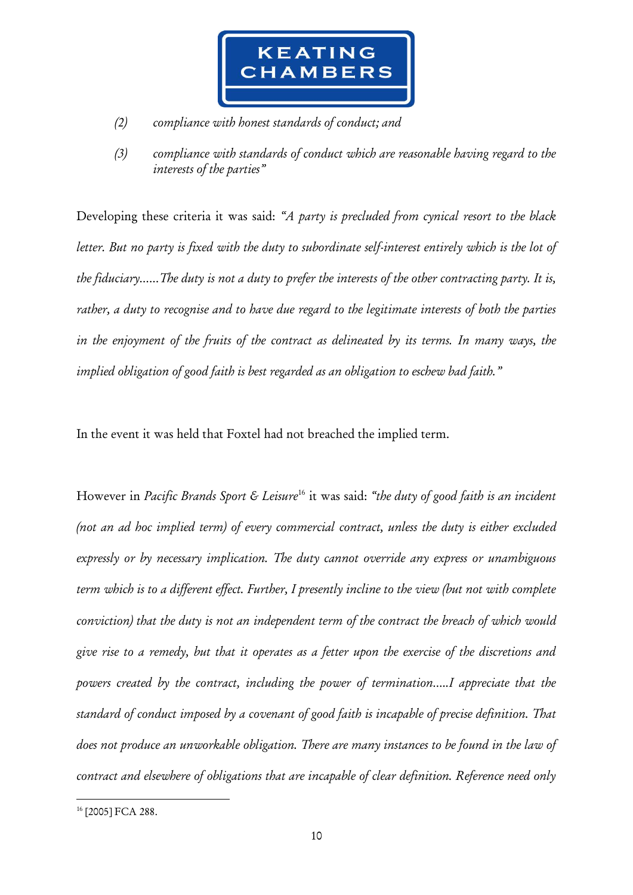> *(2) compliance with honest standards of conduct; and*
>
> *(3) compliance with standards of conduct which are reasonable having regard to the interests of the parties"*

Developing these criteria it was said: *"A party is precluded from cynical resort to the black letter. But no party is fixed with the duty to subordinate self-interest entirely which is the lot of the fiduciary……The duty is not a duty to prefer the interests of the other contracting party. It is, rather, a duty to recognise and to have due regard to the legitimate interests of both the parties in the enjoyment of the fruits of the contract as delineated by its terms. In many ways, the implied obligation of good faith is best regarded as an obligation to eschew bad faith."*

In the event it was held that Foxtel had not breached the implied term.

However in *Pacific Brands Sport & Leisure*[16] it was said: *"the duty of good faith is an incident (not an ad hoc implied term) of every commercial contract, unless the duty is either excluded expressly or by necessary implication. The duty cannot override any express or unambiguous term which is to a different effect. Further, I presently incline to the view (but not with complete conviction) that the duty is not an independent term of the contract the breach of which would give rise to a remedy, but that it operates as a fetter upon the exercise of the discretions and powers created by the contract, including the power of termination…..I appreciate that the standard of conduct imposed by a covenant of good faith is incapable of precise definition. That does not produce an unworkable obligation. There are many instances to be found in the law of contract and elsewhere of obligations that are incapable of clear definition. Reference need only*

---

[16] [2005] FCA 288.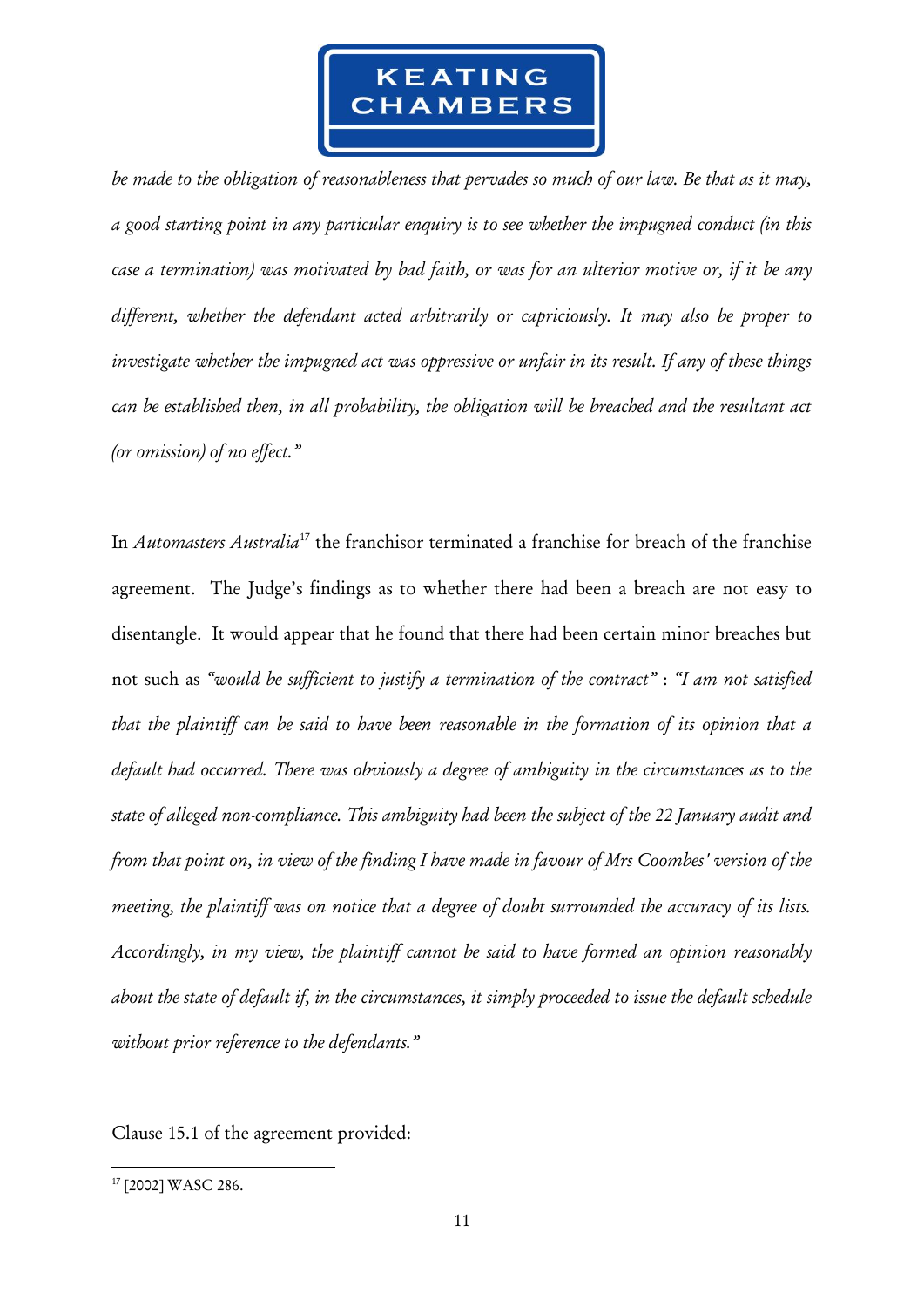*be made to the obligation of reasonableness that pervades so much of our law. Be that as it may, a good starting point in any particular enquiry is to see whether the impugned conduct (in this case a termination) was motivated by bad faith, or was for an ulterior motive or, if it be any different, whether the defendant acted arbitrarily or capriciously. It may also be proper to investigate whether the impugned act was oppressive or unfair in its result. If any of these things can be established then, in all probability, the obligation will be breached and the resultant act (or omission) of no effect."*

In *Automasters Australia*[17] the franchisor terminated a franchise for breach of the franchise agreement. The Judge's findings as to whether there had been a breach are not easy to disentangle. It would appear that he found that there had been certain minor breaches but not such as *"would be sufficient to justify a termination of the contract"* : *"I am not satisfied that the plaintiff can be said to have been reasonable in the formation of its opinion that a default had occurred. There was obviously a degree of ambiguity in the circumstances as to the state of alleged non-compliance. This ambiguity had been the subject of the 22 January audit and from that point on, in view of the finding I have made in favour of Mrs Coombes' version of the meeting, the plaintiff was on notice that a degree of doubt surrounded the accuracy of its lists. Accordingly, in my view, the plaintiff cannot be said to have formed an opinion reasonably about the state of default if, in the circumstances, it simply proceeded to issue the default schedule without prior reference to the defendants."*

Clause 15.1 of the agreement provided:

[17] [2002] WASC 286.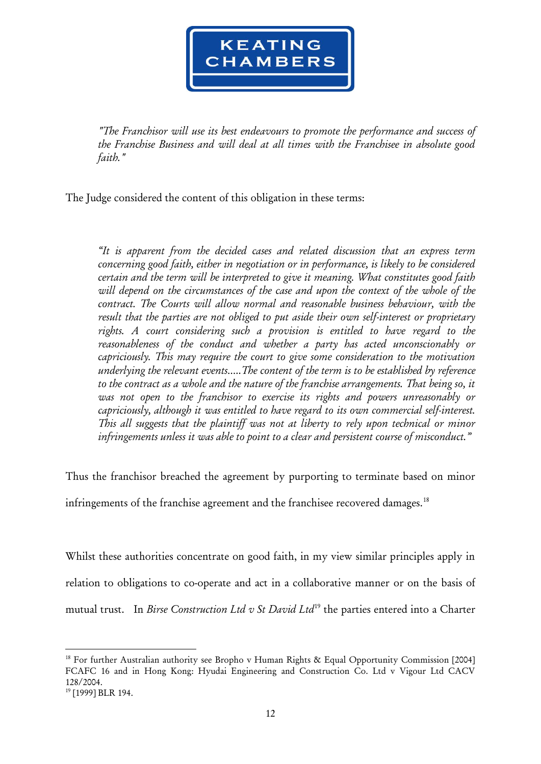> *"The Franchisor will use its best endeavours to promote the performance and success of the Franchise Business and will deal at all times with the Franchisee in absolute good faith."*

The Judge considered the content of this obligation in these terms:

> *"It is apparent from the decided cases and related discussion that an express term concerning good faith, either in negotiation or in performance, is likely to be considered certain and the term will be interpreted to give it meaning. What constitutes good faith will depend on the circumstances of the case and upon the context of the whole of the contract. The Courts will allow normal and reasonable business behaviour, with the result that the parties are not obliged to put aside their own self-interest or proprietary rights. A court considering such a provision is entitled to have regard to the reasonableness of the conduct and whether a party has acted unconscionably or capriciously. This may require the court to give some consideration to the motivation underlying the relevant events.....The content of the term is to be established by reference to the contract as a whole and the nature of the franchise arrangements. That being so, it was not open to the franchisor to exercise its rights and powers unreasonably or capriciously, although it was entitled to have regard to its own commercial self-interest. This all suggests that the plaintiff was not at liberty to rely upon technical or minor infringements unless it was able to point to a clear and persistent course of misconduct."*

Thus the franchisor breached the agreement by purporting to terminate based on minor infringements of the franchise agreement and the franchisee recovered damages.[18]

Whilst these authorities concentrate on good faith, in my view similar principles apply in relation to obligations to co-operate and act in a collaborative manner or on the basis of mutual trust. In *Birse Construction Ltd v St David Ltd*[19] the parties entered into a Charter

---

[18] For further Australian authority see Bropho v Human Rights & Equal Opportunity Commission [2004] FCAFC 16 and in Hong Kong: Hyudai Engineering and Construction Co. Ltd v Vigour Ltd CACV 128/2004.

[19] [1999] BLR 194.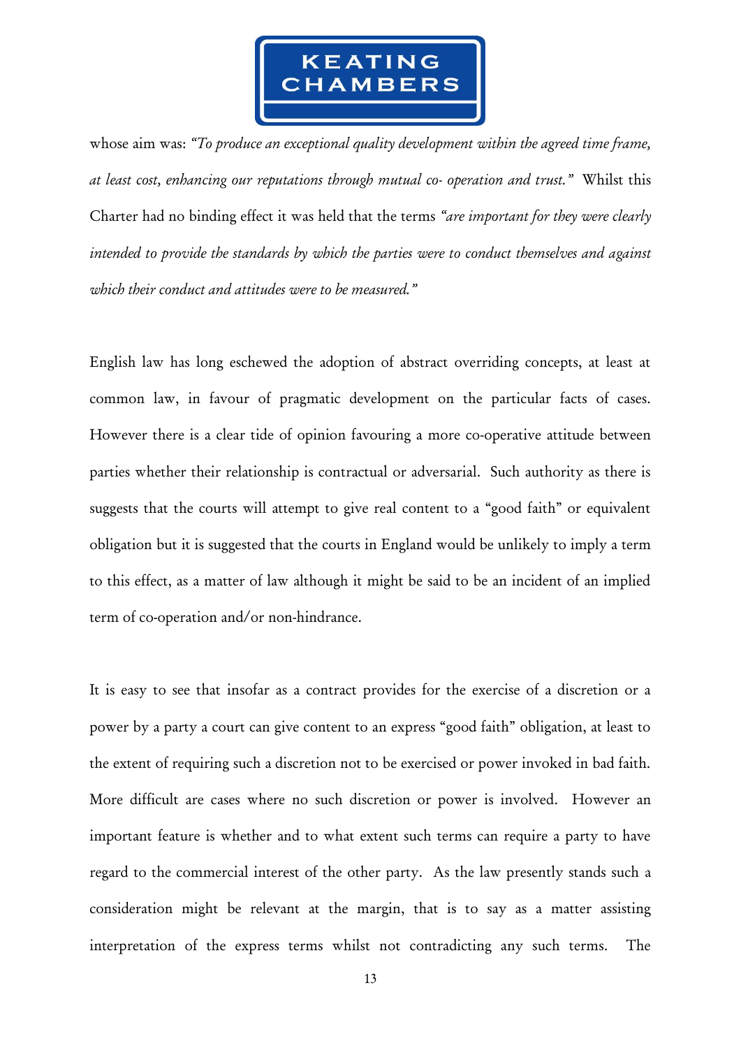whose aim was: *"To produce an exceptional quality development within the agreed time frame, at least cost, enhancing our reputations through mutual co- operation and trust."* Whilst this Charter had no binding effect it was held that the terms *"are important for they were clearly intended to provide the standards by which the parties were to conduct themselves and against which their conduct and attitudes were to be measured."*

English law has long eschewed the adoption of abstract overriding concepts, at least at common law, in favour of pragmatic development on the particular facts of cases. However there is a clear tide of opinion favouring a more co-operative attitude between parties whether their relationship is contractual or adversarial. Such authority as there is suggests that the courts will attempt to give real content to a "good faith" or equivalent obligation but it is suggested that the courts in England would be unlikely to imply a term to this effect, as a matter of law although it might be said to be an incident of an implied term of co-operation and/or non-hindrance.

It is easy to see that insofar as a contract provides for the exercise of a discretion or a power by a party a court can give content to an express "good faith" obligation, at least to the extent of requiring such a discretion not to be exercised or power invoked in bad faith. More difficult are cases where no such discretion or power is involved. However an important feature is whether and to what extent such terms can require a party to have regard to the commercial interest of the other party. As the law presently stands such a consideration might be relevant at the margin, that is to say as a matter assisting interpretation of the express terms whilst not contradicting any such terms. The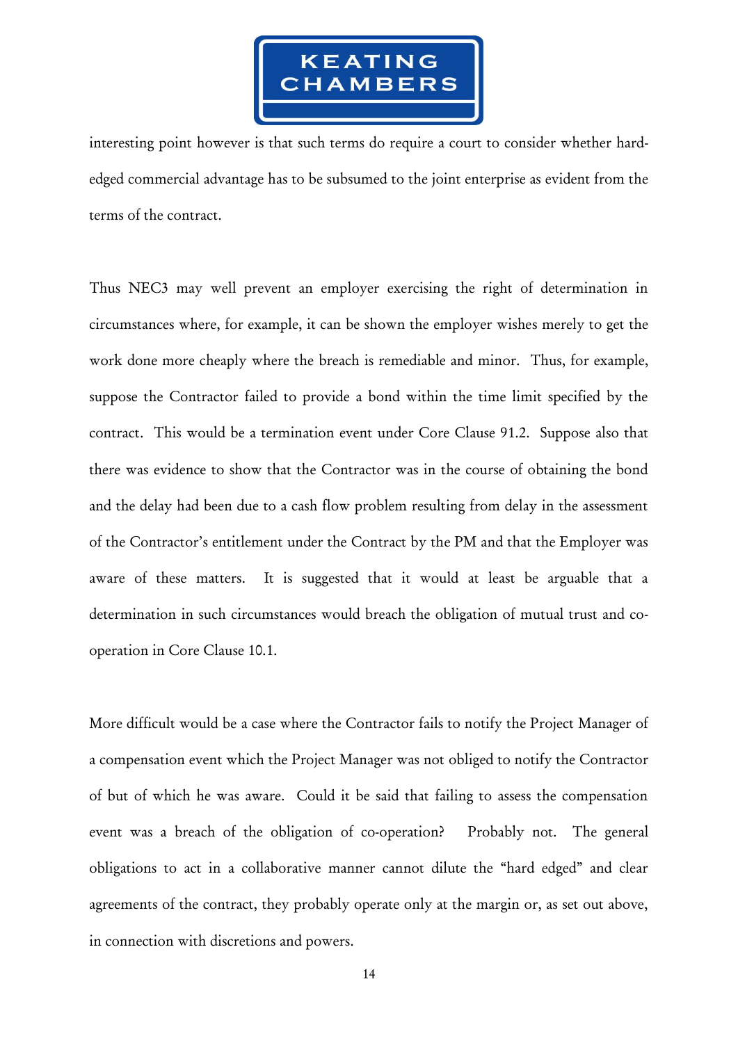interesting point however is that such terms do require a court to consider whether hard-edged commercial advantage has to be subsumed to the joint enterprise as evident from the terms of the contract.

Thus NEC3 may well prevent an employer exercising the right of determination in circumstances where, for example, it can be shown the employer wishes merely to get the work done more cheaply where the breach is remediable and minor. Thus, for example, suppose the Contractor failed to provide a bond within the time limit specified by the contract. This would be a termination event under Core Clause 91.2. Suppose also that there was evidence to show that the Contractor was in the course of obtaining the bond and the delay had been due to a cash flow problem resulting from delay in the assessment of the Contractor's entitlement under the Contract by the PM and that the Employer was aware of these matters. It is suggested that it would at least be arguable that a determination in such circumstances would breach the obligation of mutual trust and co-operation in Core Clause 10.1.

More difficult would be a case where the Contractor fails to notify the Project Manager of a compensation event which the Project Manager was not obliged to notify the Contractor of but of which he was aware. Could it be said that failing to assess the compensation event was a breach of the obligation of co-operation? Probably not. The general obligations to act in a collaborative manner cannot dilute the "hard edged" and clear agreements of the contract, they probably operate only at the margin or, as set out above, in connection with discretions and powers.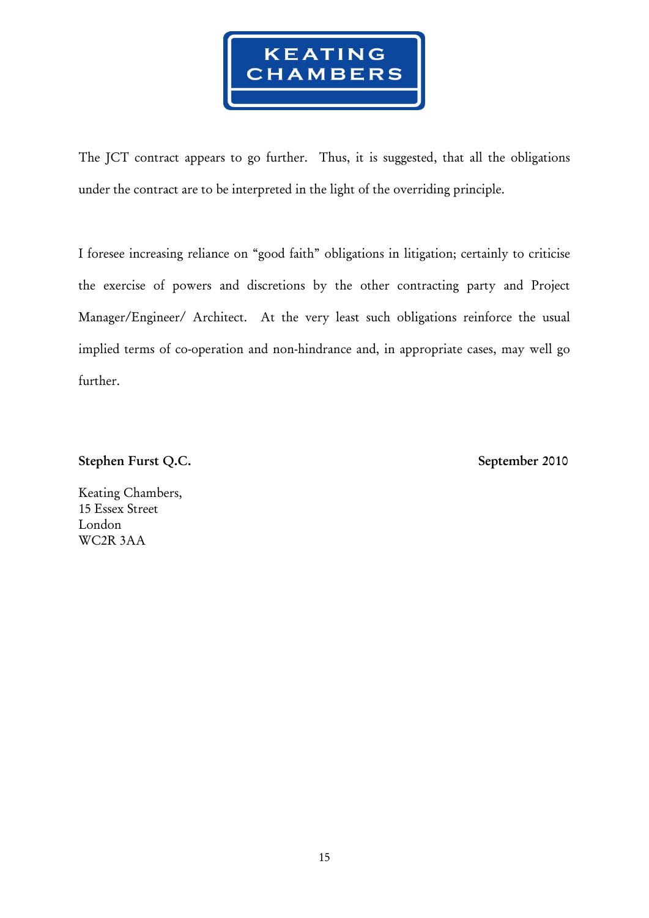The JCT contract appears to go further. Thus, it is suggested, that all the obligations under the contract are to be interpreted in the light of the overriding principle.

I foresee increasing reliance on "good faith" obligations in litigation; certainly to criticise the exercise of powers and discretions by the other contracting party and Project Manager/Engineer/ Architect. At the very least such obligations reinforce the usual implied terms of co-operation and non-hindrance and, in appropriate cases, may well go further.

**Stephen Furst Q.C.** **September 2010**

Keating Chambers,
15 Essex Street
London
WC2R 3AA